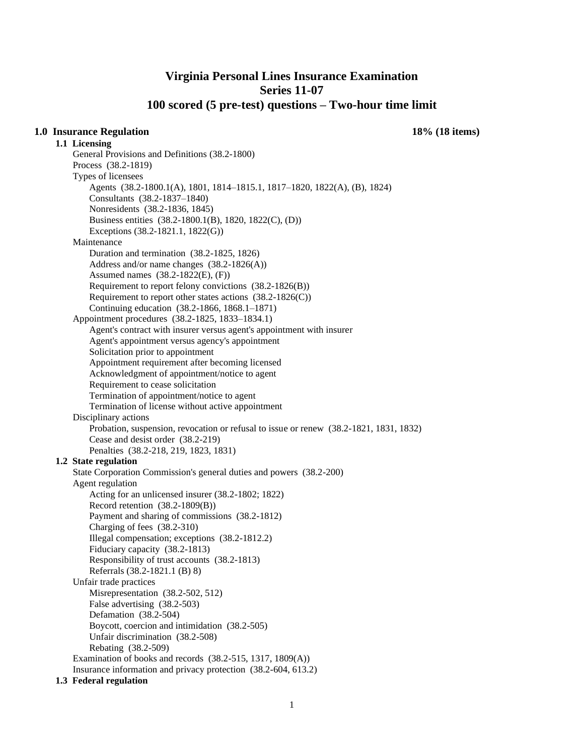# Virginia Personal Lines Insurance Examination
# Series 11-07
# 100 scored (5 pre-test) questions – Two-hour time limit

## 1.0 Insurance Regulation — 18% (18 items)

### 1.1 Licensing

- General Provisions and Definitions (38.2-1800)
- Process (38.2-1819)
- Types of licensees
  - Agents (38.2-1800.1(A), 1801, 1814–1815.1, 1817–1820, 1822(A), (B), 1824)
  - Consultants (38.2-1837–1840)
  - Nonresidents (38.2-1836, 1845)
  - Business entities (38.2-1800.1(B), 1820, 1822(C), (D))
  - Exceptions (38.2-1821.1, 1822(G))
- Maintenance
  - Duration and termination (38.2-1825, 1826)
  - Address and/or name changes (38.2-1826(A))
  - Assumed names (38.2-1822(E), (F))
  - Requirement to report felony convictions (38.2-1826(B))
  - Requirement to report other states actions (38.2-1826(C))
  - Continuing education (38.2-1866, 1868.1–1871)
- Appointment procedures (38.2-1825, 1833–1834.1)
  - Agent's contract with insurer versus agent's appointment with insurer
  - Agent's appointment versus agency's appointment
  - Solicitation prior to appointment
  - Appointment requirement after becoming licensed
  - Acknowledgment of appointment/notice to agent
  - Requirement to cease solicitation
  - Termination of appointment/notice to agent
  - Termination of license without active appointment
- Disciplinary actions
  - Probation, suspension, revocation or refusal to issue or renew (38.2-1821, 1831, 1832)
  - Cease and desist order (38.2-219)
  - Penalties (38.2-218, 219, 1823, 1831)

### 1.2 State regulation

- State Corporation Commission's general duties and powers (38.2-200)
- Agent regulation
  - Acting for an unlicensed insurer (38.2-1802; 1822)
  - Record retention (38.2-1809(B))
  - Payment and sharing of commissions (38.2-1812)
  - Charging of fees (38.2-310)
  - Illegal compensation; exceptions (38.2-1812.2)
  - Fiduciary capacity (38.2-1813)
  - Responsibility of trust accounts (38.2-1813)
  - Referrals (38.2-1821.1 (B) 8)
- Unfair trade practices
  - Misrepresentation (38.2-502, 512)
  - False advertising (38.2-503)
  - Defamation (38.2-504)
  - Boycott, coercion and intimidation (38.2-505)
  - Unfair discrimination (38.2-508)
  - Rebating (38.2-509)
- Examination of books and records (38.2-515, 1317, 1809(A))
- Insurance information and privacy protection (38.2-604, 613.2)

### 1.3 Federal regulation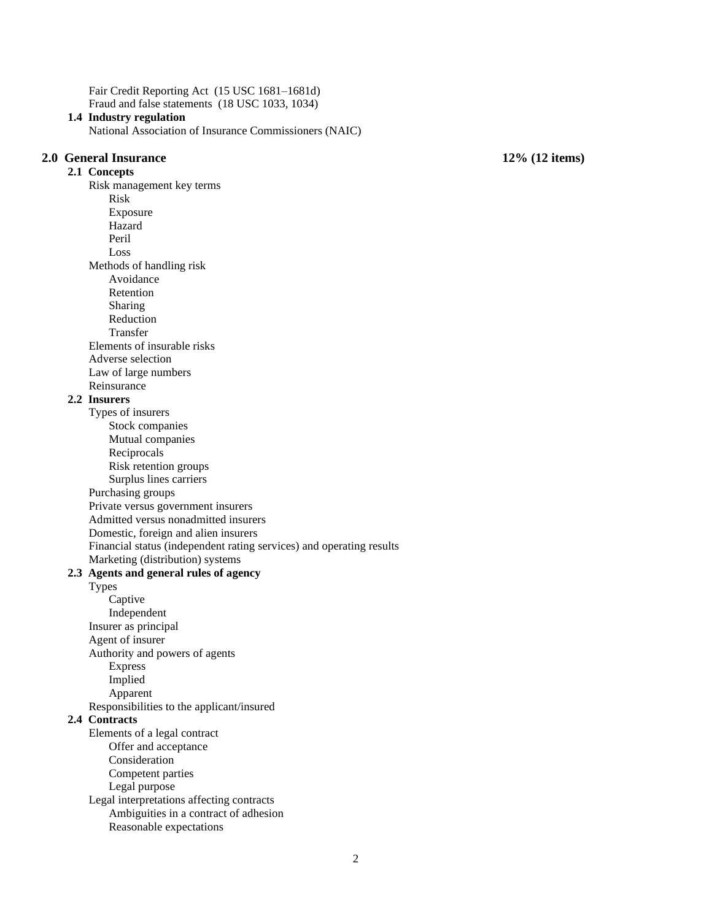- Fair Credit Reporting Act (15 USC 1681–1681d)
- Fraud and false statements (18 USC 1033, 1034)

**1.4 Industry regulation**

- National Association of Insurance Commissioners (NAIC)

## 2.0 General Insurance — 12% (12 items)

**2.1 Concepts**

- Risk management key terms
  - Risk
  - Exposure
  - Hazard
  - Peril
  - Loss
- Methods of handling risk
  - Avoidance
  - Retention
  - Sharing
  - Reduction
  - Transfer
- Elements of insurable risks
- Adverse selection
- Law of large numbers
- Reinsurance

**2.2 Insurers**

- Types of insurers
  - Stock companies
  - Mutual companies
  - Reciprocals
  - Risk retention groups
  - Surplus lines carriers
- Purchasing groups
- Private versus government insurers
- Admitted versus nonadmitted insurers
- Domestic, foreign and alien insurers
- Financial status (independent rating services) and operating results
- Marketing (distribution) systems

**2.3 Agents and general rules of agency**

- Types
  - Captive
  - Independent
- Insurer as principal
- Agent of insurer
- Authority and powers of agents
  - Express
  - Implied
  - Apparent
- Responsibilities to the applicant/insured

**2.4 Contracts**

- Elements of a legal contract
  - Offer and acceptance
  - Consideration
  - Competent parties
  - Legal purpose
- Legal interpretations affecting contracts
  - Ambiguities in a contract of adhesion
  - Reasonable expectations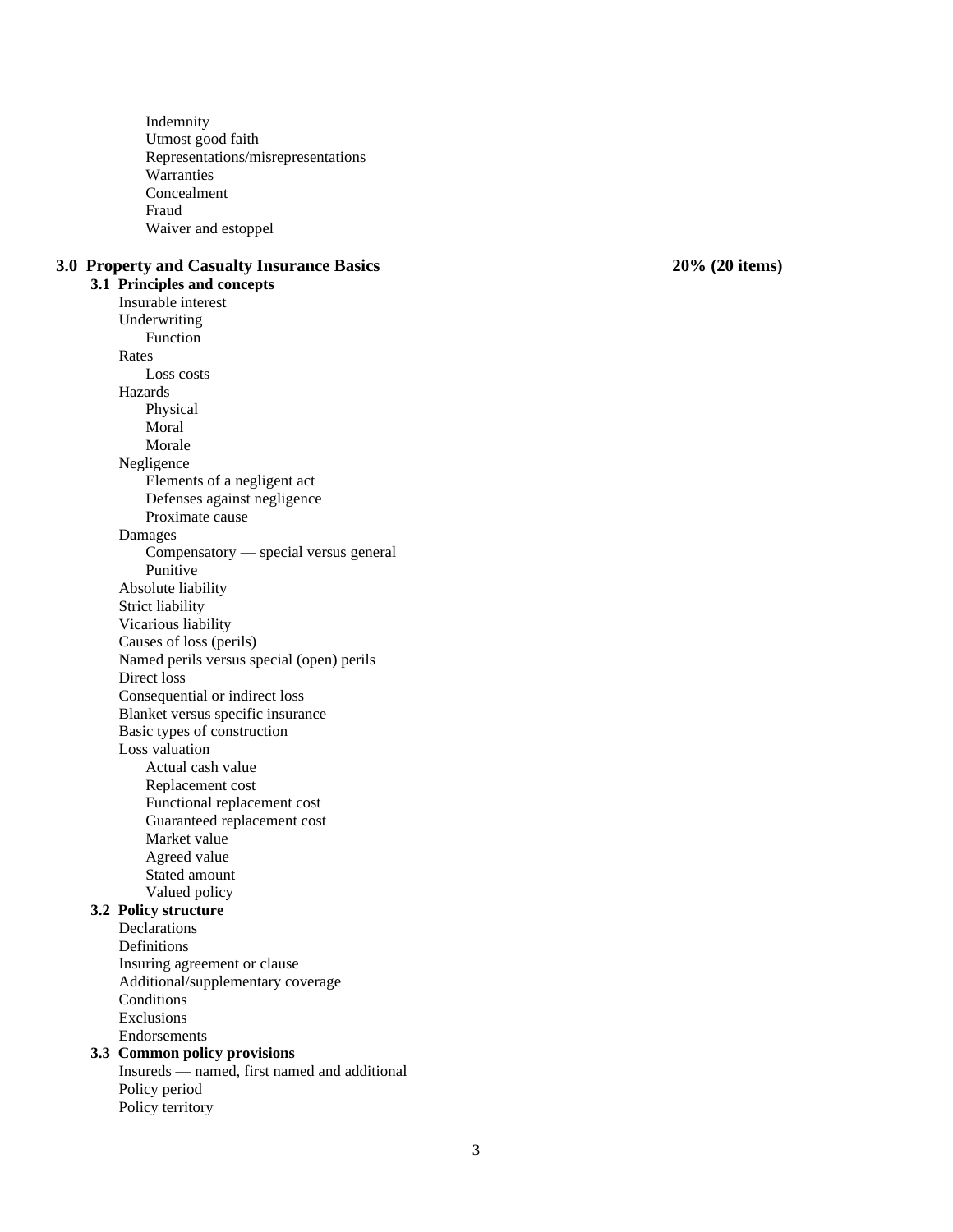- Indemnity
- Utmost good faith
- Representations/misrepresentations
- Warranties
- Concealment
- Fraud
- Waiver and estoppel

## 3.0 Property and Casualty Insurance Basics — 20% (20 items)

### 3.1 Principles and concepts

- Insurable interest
- Underwriting
  - Function
- Rates
  - Loss costs
- Hazards
  - Physical
  - Moral
  - Morale
- Negligence
  - Elements of a negligent act
  - Defenses against negligence
  - Proximate cause
- Damages
  - Compensatory — special versus general
  - Punitive
- Absolute liability
- Strict liability
- Vicarious liability
- Causes of loss (perils)
- Named perils versus special (open) perils
- Direct loss
- Consequential or indirect loss
- Blanket versus specific insurance
- Basic types of construction
- Loss valuation
  - Actual cash value
  - Replacement cost
  - Functional replacement cost
  - Guaranteed replacement cost
  - Market value
  - Agreed value
  - Stated amount
  - Valued policy

### 3.2 Policy structure

- Declarations
- Definitions
- Insuring agreement or clause
- Additional/supplementary coverage
- Conditions
- Exclusions
- Endorsements

### 3.3 Common policy provisions

- Insureds — named, first named and additional
- Policy period
- Policy territory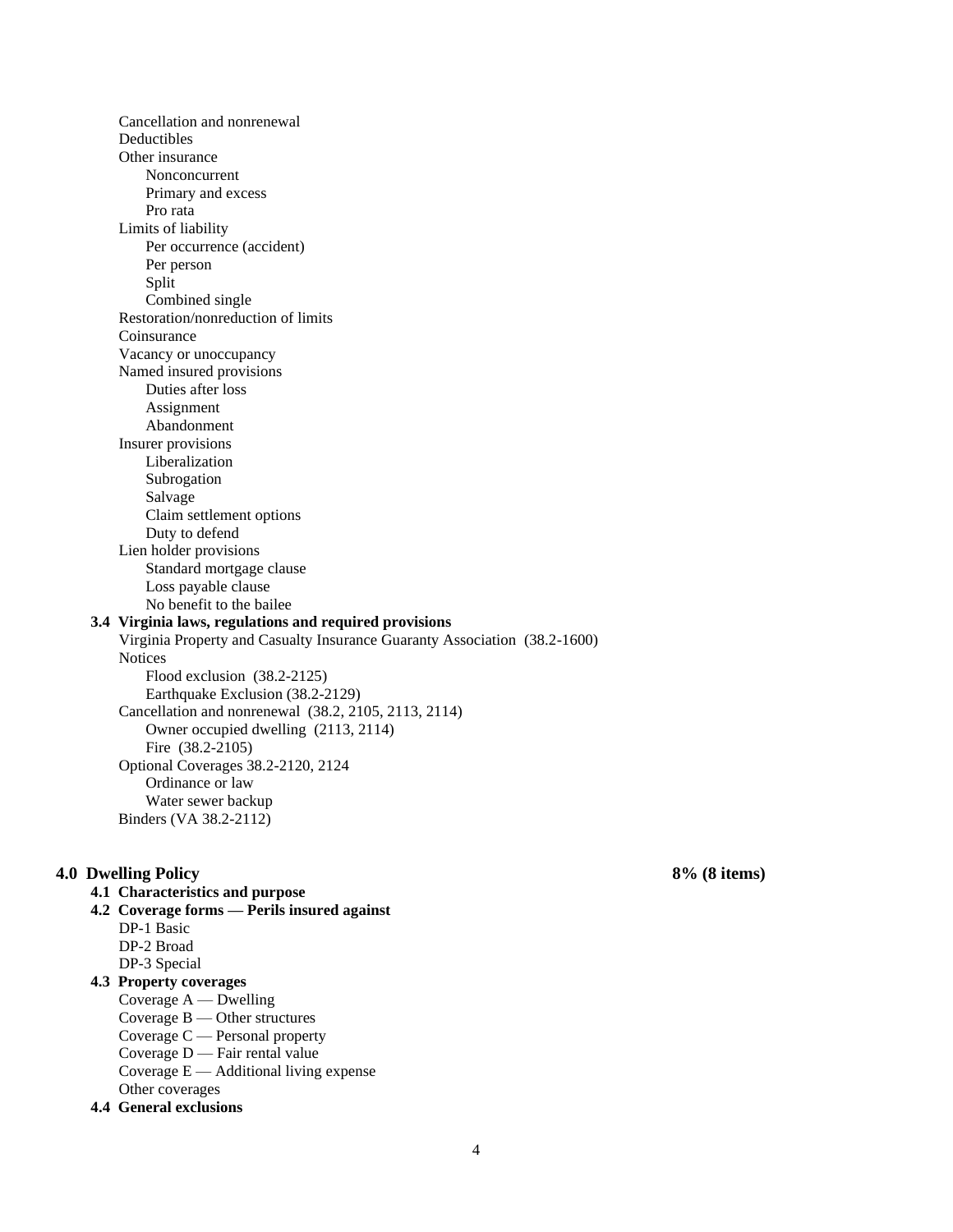- Cancellation and nonrenewal
- Deductibles
- Other insurance
  - Nonconcurrent
  - Primary and excess
  - Pro rata
- Limits of liability
  - Per occurrence (accident)
  - Per person
  - Split
  - Combined single
- Restoration/nonreduction of limits
- Coinsurance
- Vacancy or unoccupancy
- Named insured provisions
  - Duties after loss
  - Assignment
  - Abandonment
- Insurer provisions
  - Liberalization
  - Subrogation
  - Salvage
  - Claim settlement options
  - Duty to defend
- Lien holder provisions
  - Standard mortgage clause
  - Loss payable clause
  - No benefit to the bailee

### 3.4 Virginia laws, regulations and required provisions

- Virginia Property and Casualty Insurance Guaranty Association (38.2-1600)
- Notices
  - Flood exclusion (38.2-2125)
  - Earthquake Exclusion (38.2-2129)
- Cancellation and nonrenewal (38.2, 2105, 2113, 2114)
  - Owner occupied dwelling (2113, 2114)
  - Fire (38.2-2105)
- Optional Coverages 38.2-2120, 2124
  - Ordinance or law
  - Water sewer backup
- Binders (VA 38.2-2112)

## 4.0 Dwelling Policy — 8% (8 items)

### 4.1 Characteristics and purpose

### 4.2 Coverage forms — Perils insured against

- DP-1 Basic
- DP-2 Broad
- DP-3 Special

### 4.3 Property coverages

- Coverage A — Dwelling
- Coverage B — Other structures
- Coverage C — Personal property
- Coverage D — Fair rental value
- Coverage E — Additional living expense
- Other coverages

### 4.4 General exclusions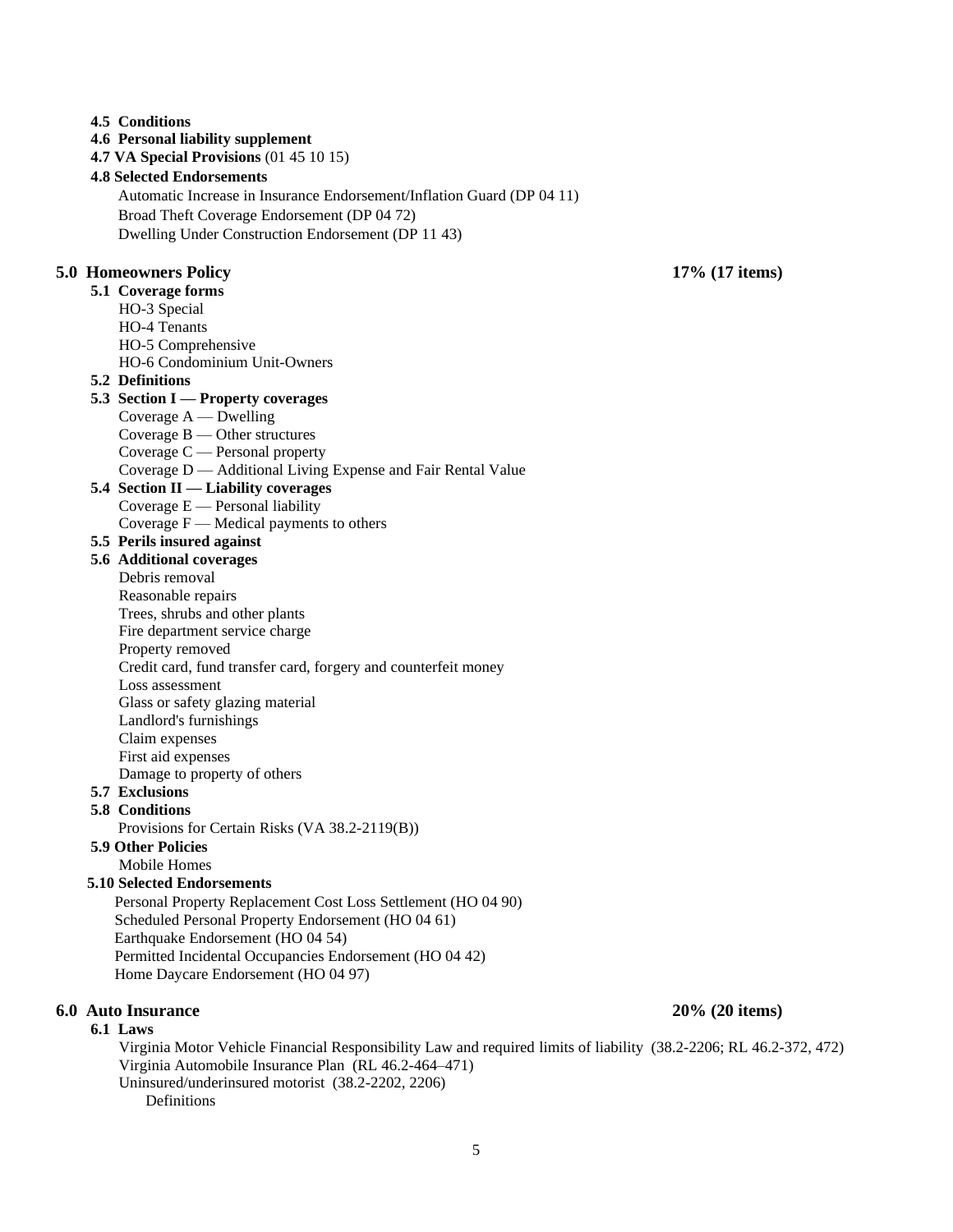**4.5 Conditions**

**4.6 Personal liability supplement**

**4.7 VA Special Provisions** (01 45 10 15)

**4.8 Selected Endorsements**

- Automatic Increase in Insurance Endorsement/Inflation Guard (DP 04 11)
- Broad Theft Coverage Endorsement (DP 04 72)
- Dwelling Under Construction Endorsement (DP 11 43)

## 5.0 Homeowners Policy — 17% (17 items)

**5.1 Coverage forms**

- HO-3 Special
- HO-4 Tenants
- HO-5 Comprehensive
- HO-6 Condominium Unit-Owners

**5.2 Definitions**

**5.3 Section I — Property coverages**

- Coverage A — Dwelling
- Coverage B — Other structures
- Coverage C — Personal property
- Coverage D — Additional Living Expense and Fair Rental Value

**5.4 Section II — Liability coverages**

- Coverage E — Personal liability
- Coverage F — Medical payments to others

**5.5 Perils insured against**

**5.6 Additional coverages**

- Debris removal
- Reasonable repairs
- Trees, shrubs and other plants
- Fire department service charge
- Property removed
- Credit card, fund transfer card, forgery and counterfeit money
- Loss assessment
- Glass or safety glazing material
- Landlord's furnishings
- Claim expenses
- First aid expenses
- Damage to property of others

**5.7 Exclusions**

**5.8 Conditions**

- Provisions for Certain Risks (VA 38.2-2119(B))

**5.9 Other Policies**

- Mobile Homes

**5.10 Selected Endorsements**

- Personal Property Replacement Cost Loss Settlement (HO 04 90)
- Scheduled Personal Property Endorsement (HO 04 61)
- Earthquake Endorsement (HO 04 54)
- Permitted Incidental Occupancies Endorsement (HO 04 42)
- Home Daycare Endorsement (HO 04 97)

## 6.0 Auto Insurance — 20% (20 items)

**6.1 Laws**

- Virginia Motor Vehicle Financial Responsibility Law and required limits of liability (38.2-2206; RL 46.2-372, 472)
- Virginia Automobile Insurance Plan (RL 46.2-464–471)
- Uninsured/underinsured motorist (38.2-2202, 2206)
  - Definitions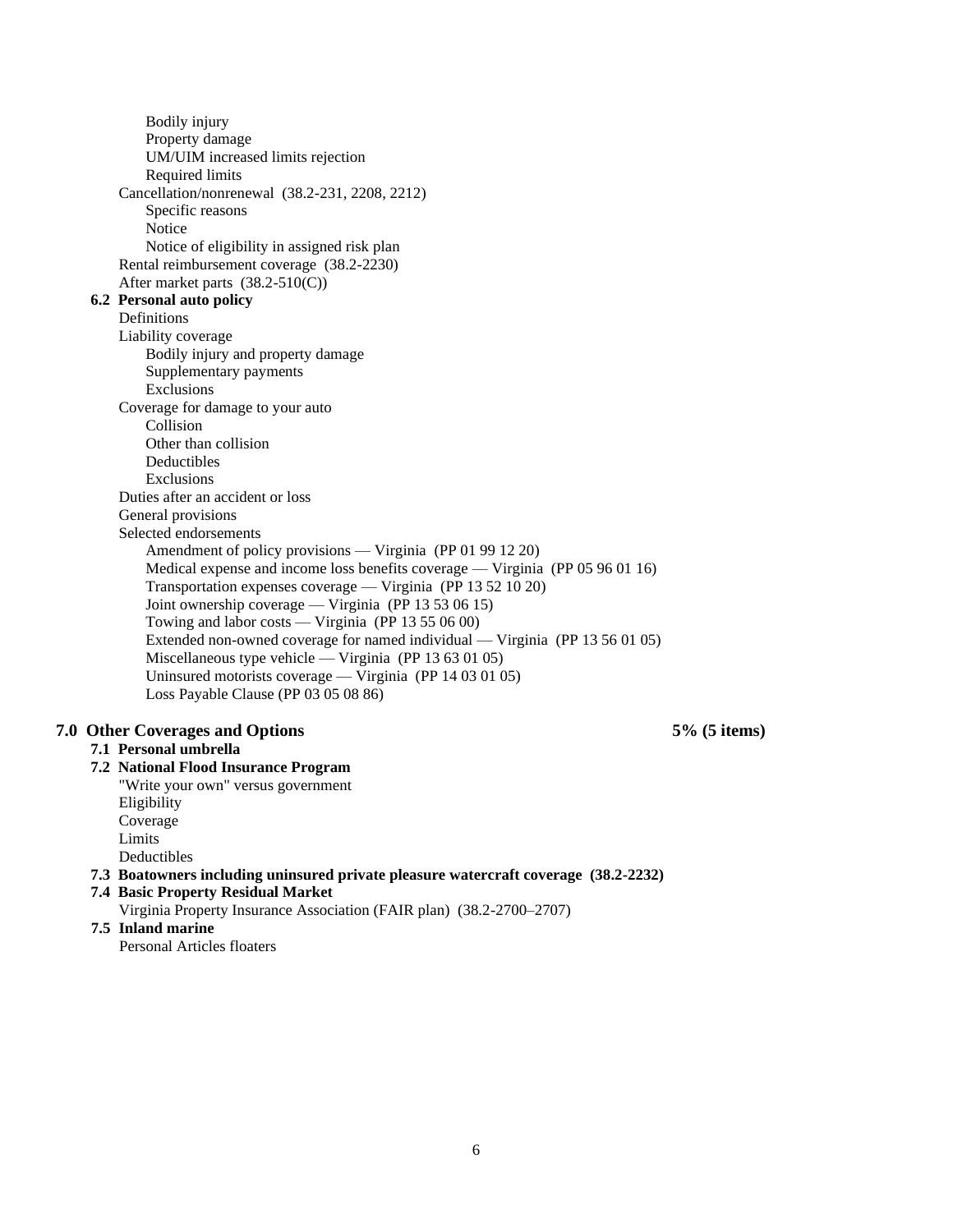- Bodily injury
- Property damage
- UM/UIM increased limits rejection
- Required limits

Cancellation/nonrenewal (38.2-231, 2208, 2212)

- Specific reasons
- Notice
- Notice of eligibility in assigned risk plan

Rental reimbursement coverage (38.2-2230)

After market parts (38.2-510(C))

**6.2 Personal auto policy**

Definitions

Liability coverage

- Bodily injury and property damage
- Supplementary payments
- Exclusions

Coverage for damage to your auto

- Collision
- Other than collision
- Deductibles
- Exclusions

Duties after an accident or loss

General provisions

Selected endorsements

- Amendment of policy provisions — Virginia (PP 01 99 12 20)
- Medical expense and income loss benefits coverage — Virginia (PP 05 96 01 16)
- Transportation expenses coverage — Virginia (PP 13 52 10 20)
- Joint ownership coverage — Virginia (PP 13 53 06 15)
- Towing and labor costs — Virginia (PP 13 55 06 00)
- Extended non-owned coverage for named individual — Virginia (PP 13 56 01 05)
- Miscellaneous type vehicle — Virginia (PP 13 63 01 05)
- Uninsured motorists coverage — Virginia (PP 14 03 01 05)
- Loss Payable Clause (PP 03 05 08 86)

## 7.0 Other Coverages and Options 5% (5 items)

**7.1 Personal umbrella**

**7.2 National Flood Insurance Program**

"Write your own" versus government

Eligibility

Coverage

Limits

Deductibles

**7.3 Boatowners including uninsured private pleasure watercraft coverage (38.2-2232)**

**7.4 Basic Property Residual Market**

Virginia Property Insurance Association (FAIR plan) (38.2-2700–2707)

**7.5 Inland marine**

Personal Articles floaters